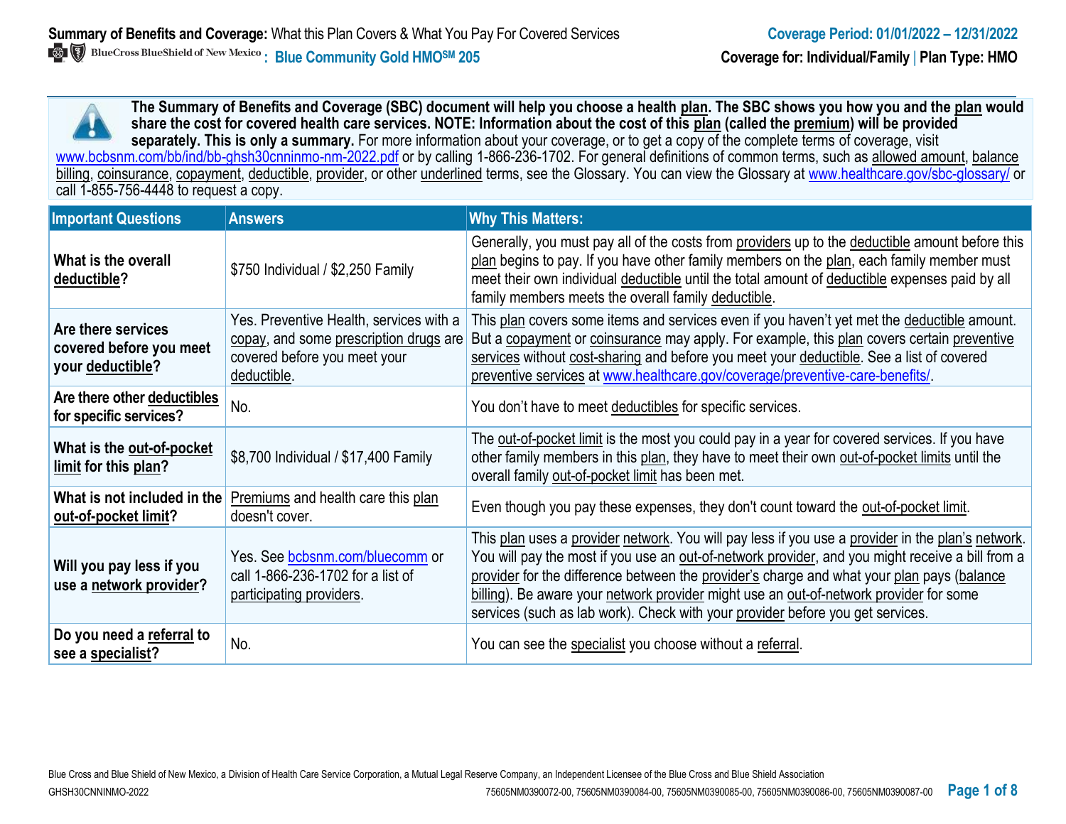**Summary of Benefits and Coverage:** What this Plan Covers & What You Pay For Covered Services

BlueCross BlueShield of New Mexico **: Blue Community Gold HMO℠ 205**

**Coverage Period: 01/01/2022 – 12/31/2022**

**Coverage for: Individual/Family | Plan Type: HMO**

**The Summary of Benefits and Coverage (SBC) document will help you choose a health plan. The SBC shows you how you and the plan would share the cost for covered health care services. NOTE: Information about the cost of this plan (called the premium) will be provided separately. This is only a summary.** For more information about your coverage, or to get a copy of the complete terms of coverage, visit www.bcbsnm.com/bb/ind/bb-ghsh30cnninmo-nm-2022.pdf or by calling 1-866-236-1702. For general definitions of common terms, such as allowed amount, balance billing, coinsurance, copayment, deductible, provider, or other underlined terms, see the Glossary. You can view the Glossary at www.healthcare.gov/sbc-glossary/ or call 1-855-756-4448 to request a copy.

| Important Questions | Answers | Why This Matters: |
|---|---|---|
| **What is the overall deductible?** | $750 Individual / $2,250 Family | Generally, you must pay all of the costs from providers up to the deductible amount before this plan begins to pay. If you have other family members on the plan, each family member must meet their own individual deductible until the total amount of deductible expenses paid by all family members meets the overall family deductible. |
| **Are there services covered before you meet your deductible?** | Yes. Preventive Health, services with a copay, and some prescription drugs are covered before you meet your deductible. | This plan covers some items and services even if you haven't yet met the deductible amount. But a copayment or coinsurance may apply. For example, this plan covers certain preventive services without cost-sharing and before you meet your deductible. See a list of covered preventive services at www.healthcare.gov/coverage/preventive-care-benefits/. |
| **Are there other deductibles for specific services?** | No. | You don't have to meet deductibles for specific services. |
| **What is the out-of-pocket limit for this plan?** | $8,700 Individual / $17,400 Family | The out-of-pocket limit is the most you could pay in a year for covered services. If you have other family members in this plan, they have to meet their own out-of-pocket limits until the overall family out-of-pocket limit has been met. |
| **What is not included in the out-of-pocket limit?** | Premiums and health care this plan doesn't cover. | Even though you pay these expenses, they don't count toward the out-of-pocket limit. |
| **Will you pay less if you use a network provider?** | Yes. See bcbsnm.com/bluecomm or call 1-866-236-1702 for a list of participating providers. | This plan uses a provider network. You will pay less if you use a provider in the plan's network. You will pay the most if you use an out-of-network provider, and you might receive a bill from a provider for the difference between the provider's charge and what your plan pays (balance billing). Be aware your network provider might use an out-of-network provider for some services (such as lab work). Check with your provider before you get services. |
| **Do you need a referral to see a specialist?** | No. | You can see the specialist you choose without a referral. |

Blue Cross and Blue Shield of New Mexico, a Division of Health Care Service Corporation, a Mutual Legal Reserve Company, an Independent Licensee of the Blue Cross and Blue Shield Association

GHSH30CNNINMO-2022 75605NM0390072-00, 75605NM0390084-00, 75605NM0390085-00, 75605NM0390086-00, 75605NM0390087-00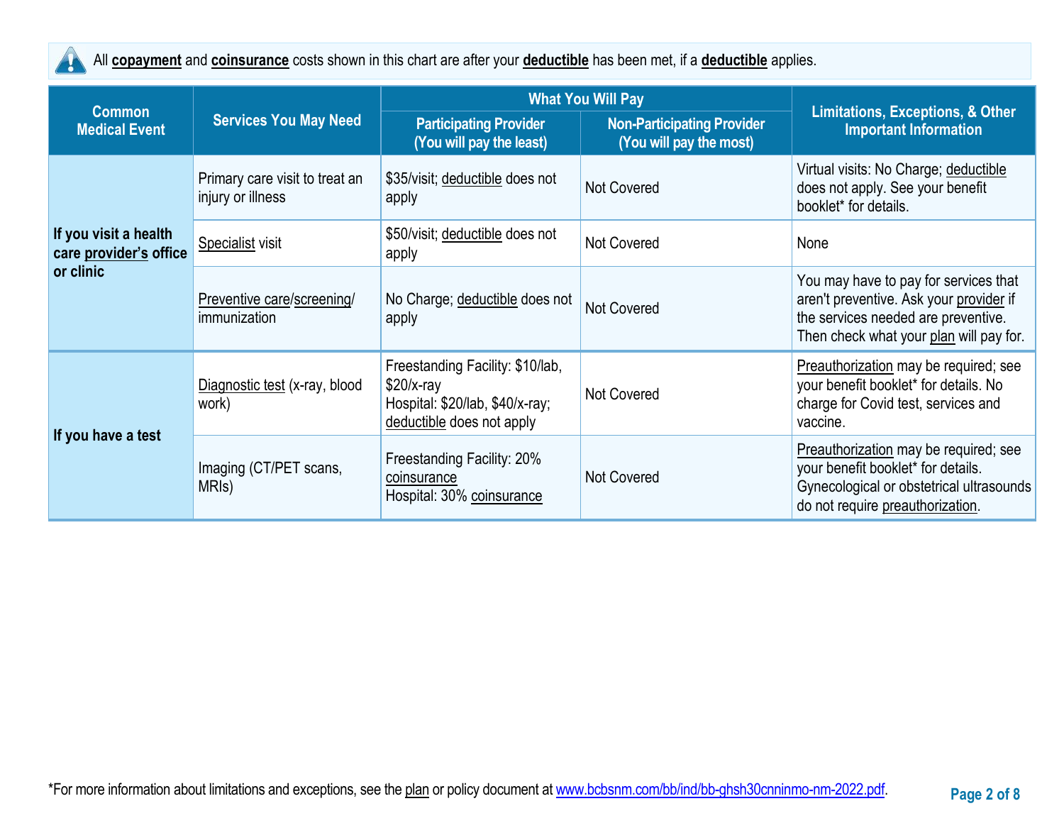All **copayment** and **coinsurance** costs shown in this chart are after your **deductible** has been met, if a **deductible** applies.

| Common Medical Event | Services You May Need | What You Will Pay | | Limitations, Exceptions, & Other Important Information |
|---|---|---|---|---|
| | | Participating Provider (You will pay the least) | Non-Participating Provider (You will pay the most) | |
| If you visit a health care provider's office or clinic | Primary care visit to treat an injury or illness | $35/visit; deductible does not apply | Not Covered | Virtual visits: No Charge; deductible does not apply. See your benefit booklet* for details. |
| | Specialist visit | $50/visit; deductible does not apply | Not Covered | None |
| | Preventive care/screening/ immunization | No Charge; deductible does not apply | Not Covered | You may have to pay for services that aren't preventive. Ask your provider if the services needed are preventive. Then check what your plan will pay for. |
| If you have a test | Diagnostic test (x-ray, blood work) | Freestanding Facility: $10/lab, $20/x-ray<br>Hospital: $20/lab, $40/x-ray; deductible does not apply | Not Covered | Preauthorization may be required; see your benefit booklet* for details. No charge for Covid test, services and vaccine. |
| | Imaging (CT/PET scans, MRIs) | Freestanding Facility: 20% coinsurance<br>Hospital: 30% coinsurance | Not Covered | Preauthorization may be required; see your benefit booklet* for details. Gynecological or obstetrical ultrasounds do not require preauthorization. |

*For more information about limitations and exceptions, see the plan or policy document at www.bcbsnm.com/bb/ind/bb-ghsh30cnninmo-nm-2022.pdf.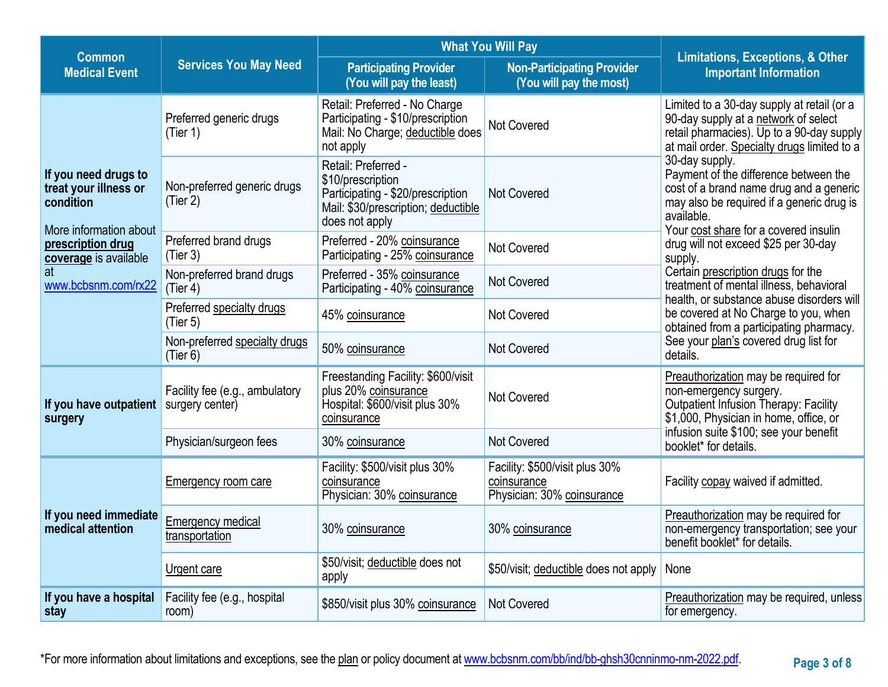| Common Medical Event | Services You May Need | What You Will Pay | | Limitations, Exceptions, & Other Important Information |
|---|---|---|---|---|
| | | Participating Provider (You will pay the least) | Non-Participating Provider (You will pay the most) | |
| **If you need drugs to treat your illness or condition** More information about **prescription drug coverage** is available at www.bcbsnm.com/rx22 | Preferred generic drugs (Tier 1) | Retail: Preferred - No Charge Participating - $10/prescription Mail: No Charge; deductible does not apply | Not Covered | Limited to a 30-day supply at retail (or a 90-day supply at a network of select retail pharmacies). Up to a 90-day supply at mail order. Specialty drugs limited to a 30-day supply. Payment of the difference between the cost of a brand name drug and a generic may also be required if a generic drug is available. Your cost share for a covered insulin drug will not exceed $25 per 30-day supply. Certain prescription drugs for the treatment of mental illness, behavioral health, or substance abuse disorders will be covered at No Charge to you, when obtained from a participating pharmacy. See your plan's covered drug list for details. |
| | Non-preferred generic drugs (Tier 2) | Retail: Preferred - $10/prescription Participating - $20/prescription Mail: $30/prescription; deductible does not apply | Not Covered | |
| | Preferred brand drugs (Tier 3) | Preferred - 20% coinsurance Participating - 25% coinsurance | Not Covered | |
| | Non-preferred brand drugs (Tier 4) | Preferred - 35% coinsurance Participating - 40% coinsurance | Not Covered | |
| | Preferred specialty drugs (Tier 5) | 45% coinsurance | Not Covered | |
| | Non-preferred specialty drugs (Tier 6) | 50% coinsurance | Not Covered | |
| **If you have outpatient surgery** | Facility fee (e.g., ambulatory surgery center) | Freestanding Facility: $600/visit plus 20% coinsurance Hospital: $600/visit plus 30% coinsurance | Not Covered | Preauthorization may be required for non-emergency surgery. Outpatient Infusion Therapy: Facility $1,000, Physician in home, office, or infusion suite $100; see your benefit booklet* for details. |
| | Physician/surgeon fees | 30% coinsurance | Not Covered | |
| **If you need immediate medical attention** | Emergency room care | Facility: $500/visit plus 30% coinsurance Physician: 30% coinsurance | Facility: $500/visit plus 30% coinsurance Physician: 30% coinsurance | Facility copay waived if admitted. |
| | Emergency medical transportation | 30% coinsurance | 30% coinsurance | Preauthorization may be required for non-emergency transportation; see your benefit booklet* for details. |
| | Urgent care | $50/visit; deductible does not apply | $50/visit; deductible does not apply | None |
| **If you have a hospital stay** | Facility fee (e.g., hospital room) | $850/visit plus 30% coinsurance | Not Covered | Preauthorization may be required, unless for emergency. |

*For more information about limitations and exceptions, see the plan or policy document at www.bcbsnm.com/bb/ind/bb-ghsh30cnninmo-nm-2022.pdf.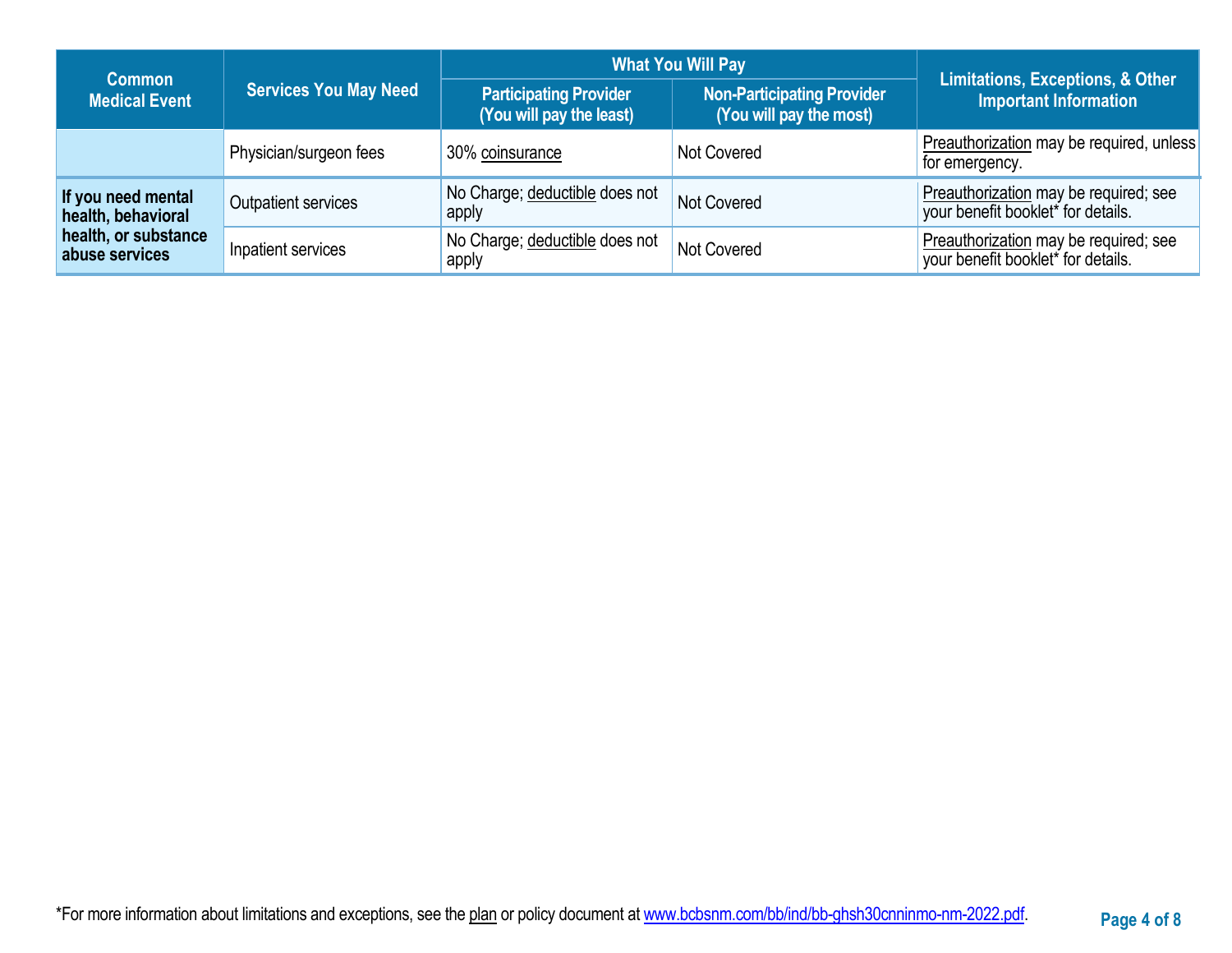| Common Medical Event | Services You May Need | What You Will Pay | | Limitations, Exceptions, & Other Important Information |
|---|---|---|---|---|
| | | Participating Provider (You will pay the least) | Non-Participating Provider (You will pay the most) | |
| | Physician/surgeon fees | 30% coinsurance | Not Covered | Preauthorization may be required, unless for emergency. |
| **If you need mental health, behavioral health, or substance abuse services** | Outpatient services | No Charge; deductible does not apply | Not Covered | Preauthorization may be required; see your benefit booklet* for details. |
| | Inpatient services | No Charge; deductible does not apply | Not Covered | Preauthorization may be required; see your benefit booklet* for details. |

*For more information about limitations and exceptions, see the plan or policy document at www.bcbsnm.com/bb/ind/bb-ghsh30cnninmo-nm-2022.pdf.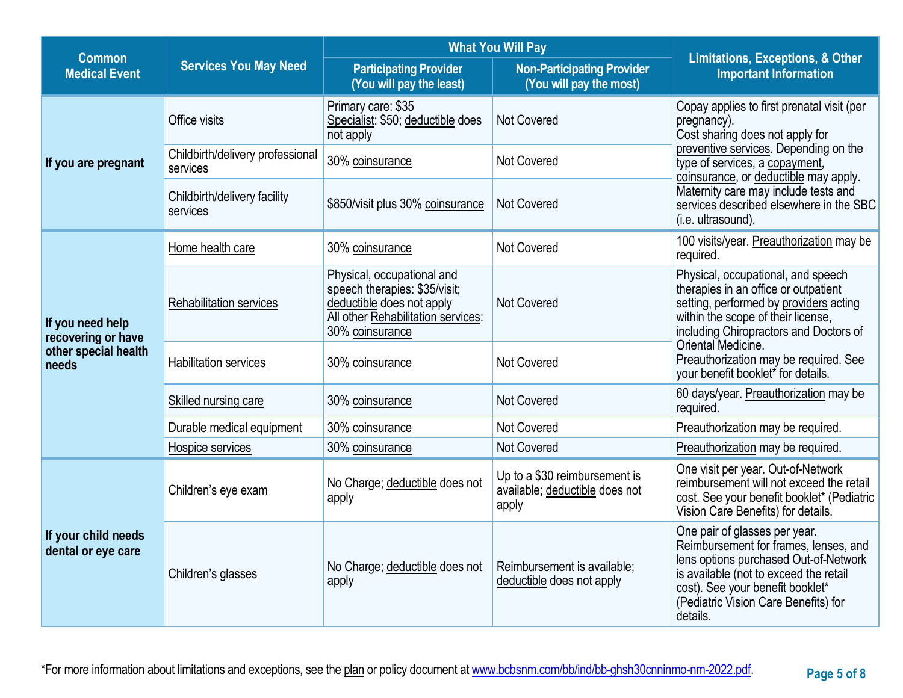| Common Medical Event | Services You May Need | What You Will Pay | | Limitations, Exceptions, & Other Important Information |
|---|---|---|---|---|
| | | Participating Provider (You will pay the least) | Non-Participating Provider (You will pay the most) | |
| If you are pregnant | Office visits | Primary care: $35<br>Specialist: $50; deductible does not apply | Not Covered | Copay applies to first prenatal visit (per pregnancy).<br>Cost sharing does not apply for preventive services. Depending on the type of services, a copayment, coinsurance, or deductible may apply. Maternity care may include tests and services described elsewhere in the SBC (i.e. ultrasound). |
| | Childbirth/delivery professional services | 30% coinsurance | Not Covered | |
| | Childbirth/delivery facility services | $850/visit plus 30% coinsurance | Not Covered | |
| If you need help recovering or have other special health needs | Home health care | 30% coinsurance | Not Covered | 100 visits/year. Preauthorization may be required. |
| | Rehabilitation services | Physical, occupational and speech therapies: $35/visit; deductible does not apply<br>All other Rehabilitation services: 30% coinsurance | Not Covered | Physical, occupational, and speech therapies in an office or outpatient setting, performed by providers acting within the scope of their license, including Chiropractors and Doctors of Oriental Medicine.<br>Preauthorization may be required. See your benefit booklet* for details. |
| | Habilitation services | 30% coinsurance | Not Covered | |
| | Skilled nursing care | 30% coinsurance | Not Covered | 60 days/year. Preauthorization may be required. |
| | Durable medical equipment | 30% coinsurance | Not Covered | Preauthorization may be required. |
| | Hospice services | 30% coinsurance | Not Covered | Preauthorization may be required. |
| If your child needs dental or eye care | Children's eye exam | No Charge; deductible does not apply | Up to a $30 reimbursement is available; deductible does not apply | One visit per year. Out-of-Network reimbursement will not exceed the retail cost. See your benefit booklet* (Pediatric Vision Care Benefits) for details. |
| | Children's glasses | No Charge; deductible does not apply | Reimbursement is available; deductible does not apply | One pair of glasses per year. Reimbursement for frames, lenses, and lens options purchased Out-of-Network is available (not to exceed the retail cost). See your benefit booklet* (Pediatric Vision Care Benefits) for details. |

*For more information about limitations and exceptions, see the plan or policy document at www.bcbsnm.com/bb/ind/bb-ghsh30cnninmo-nm-2022.pdf.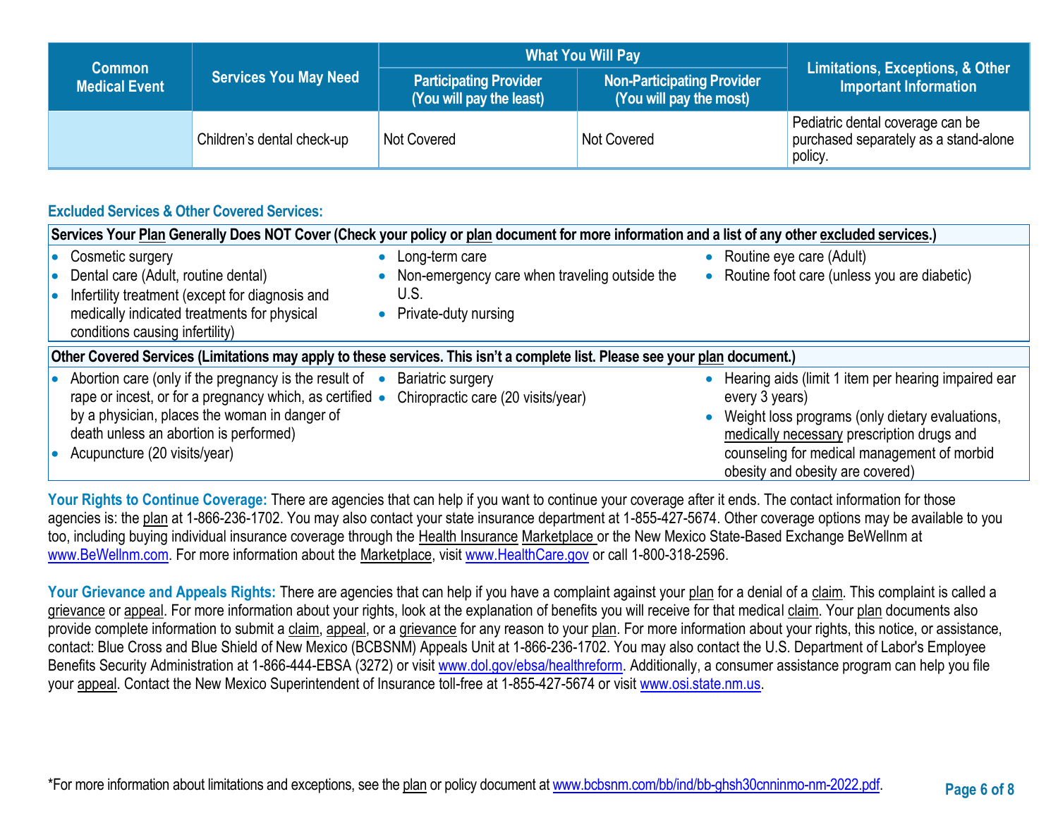| Common Medical Event | Services You May Need | What You Will Pay | | Limitations, Exceptions, & Other Important Information |
|---|---|---|---|---|
| | | Participating Provider (You will pay the least) | Non-Participating Provider (You will pay the most) | |
| | Children's dental check-up | Not Covered | Not Covered | Pediatric dental coverage can be purchased separately as a stand-alone policy. |

### Excluded Services & Other Covered Services:

**Services Your Plan Generally Does NOT Cover (Check your policy or plan document for more information and a list of any other excluded services.)**

- Cosmetic surgery
- Dental care (Adult, routine dental)
- Infertility treatment (except for diagnosis and medically indicated treatments for physical conditions causing infertility)
- Long-term care
- Non-emergency care when traveling outside the U.S.
- Private-duty nursing
- Routine eye care (Adult)
- Routine foot care (unless you are diabetic)

**Other Covered Services (Limitations may apply to these services. This isn't a complete list. Please see your plan document.)**

- Abortion care (only if the pregnancy is the result of rape or incest, or for a pregnancy which, as certified by a physician, places the woman in danger of death unless an abortion is performed)
- Acupuncture (20 visits/year)
- Bariatric surgery
- Chiropractic care (20 visits/year)
- Hearing aids (limit 1 item per hearing impaired ear every 3 years)
- Weight loss programs (only dietary evaluations, medically necessary prescription drugs and counseling for medical management of morbid obesity and obesity are covered)

**Your Rights to Continue Coverage:** There are agencies that can help if you want to continue your coverage after it ends. The contact information for those agencies is: the plan at 1-866-236-1702. You may also contact your state insurance department at 1-855-427-5674. Other coverage options may be available to you too, including buying individual insurance coverage through the Health Insurance Marketplace or the New Mexico State-Based Exchange BeWellnm at www.BeWellnm.com. For more information about the Marketplace, visit www.HealthCare.gov or call 1-800-318-2596.

**Your Grievance and Appeals Rights:** There are agencies that can help if you have a complaint against your plan for a denial of a claim. This complaint is called a grievance or appeal. For more information about your rights, look at the explanation of benefits you will receive for that medical claim. Your plan documents also provide complete information to submit a claim, appeal, or a grievance for any reason to your plan. For more information about your rights, this notice, or assistance, contact: Blue Cross and Blue Shield of New Mexico (BCBSNM) Appeals Unit at 1-866-236-1702. You may also contact the U.S. Department of Labor's Employee Benefits Security Administration at 1-866-444-EBSA (3272) or visit www.dol.gov/ebsa/healthreform. Additionally, a consumer assistance program can help you file your appeal. Contact the New Mexico Superintendent of Insurance toll-free at 1-855-427-5674 or visit www.osi.state.nm.us.

*For more information about limitations and exceptions, see the plan or policy document at www.bcbsnm.com/bb/ind/bb-ghsh30cnninmo-nm-2022.pdf.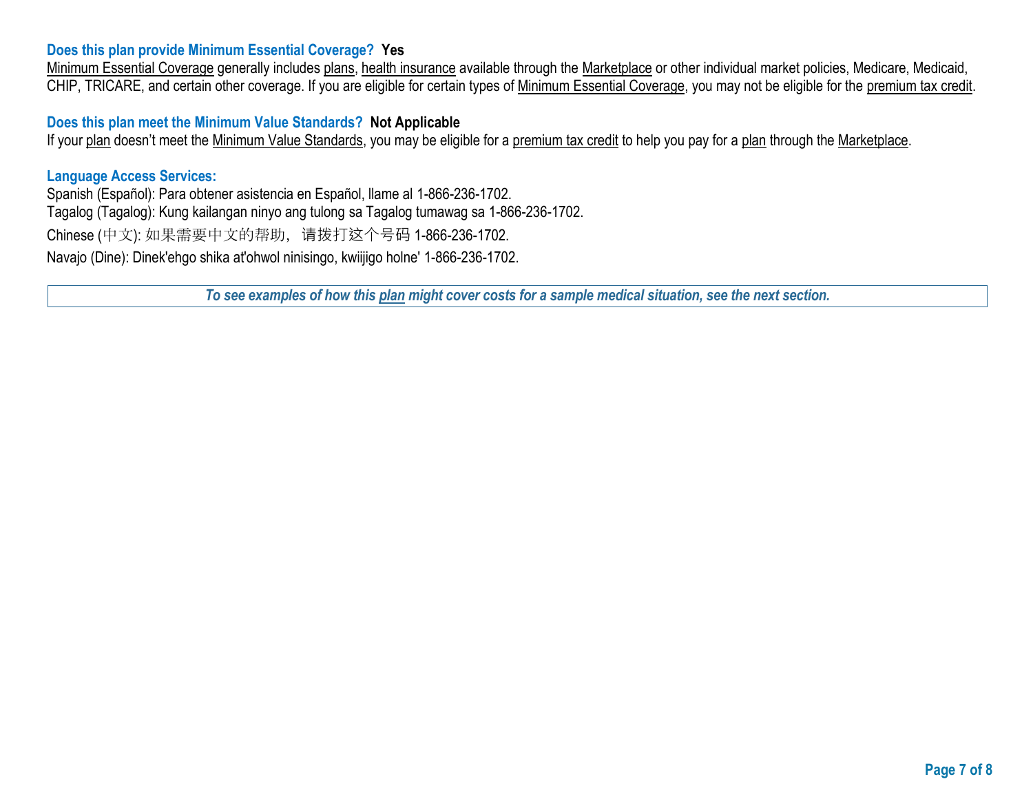**Does this plan provide Minimum Essential Coverage? Yes**

Minimum Essential Coverage generally includes plans, health insurance available through the Marketplace or other individual market policies, Medicare, Medicaid, CHIP, TRICARE, and certain other coverage. If you are eligible for certain types of Minimum Essential Coverage, you may not be eligible for the premium tax credit.

**Does this plan meet the Minimum Value Standards? Not Applicable**

If your plan doesn't meet the Minimum Value Standards, you may be eligible for a premium tax credit to help you pay for a plan through the Marketplace.

**Language Access Services:**

Spanish (Español): Para obtener asistencia en Español, llame al 1-866-236-1702.
Tagalog (Tagalog): Kung kailangan ninyo ang tulong sa Tagalog tumawag sa 1-866-236-1702.
Chinese (中文): 如果需要中文的帮助，请拨打这个号码 1-866-236-1702.
Navajo (Dine): Dinek'ehgo shika at'ohwol ninisingo, kwiijigo holne' 1-866-236-1702.

*To see examples of how this plan might cover costs for a sample medical situation, see the next section.*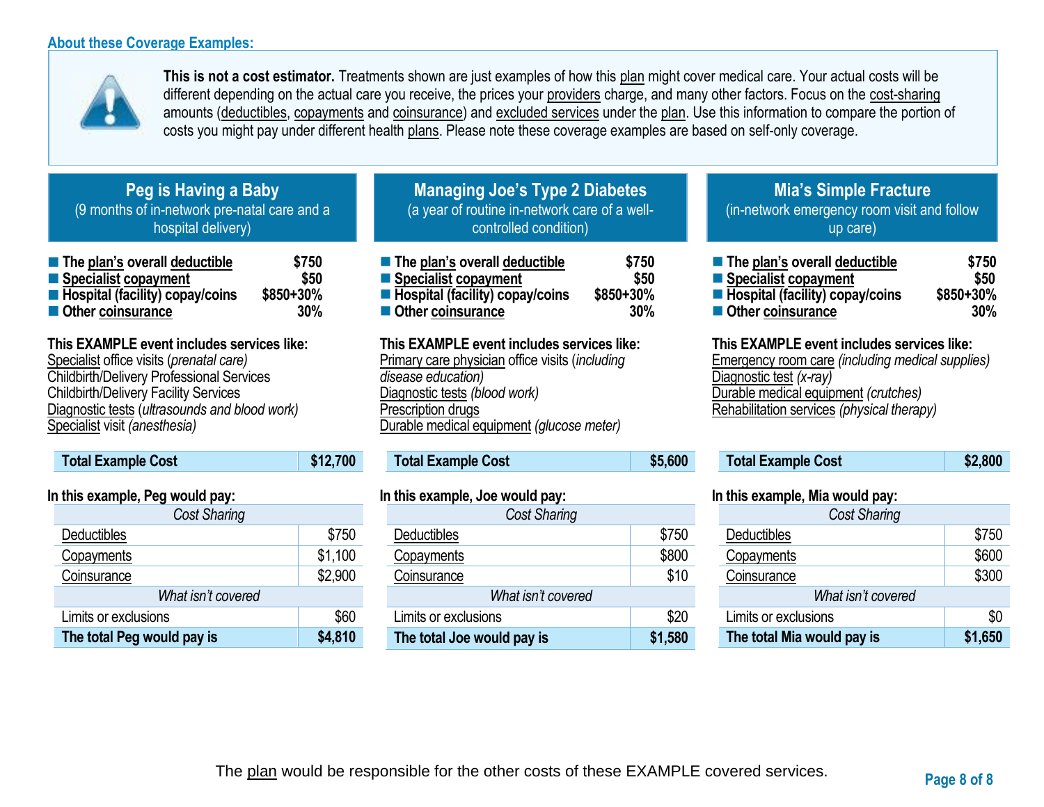## About these Coverage Examples:

**This is not a cost estimator.** Treatments shown are just examples of how this plan might cover medical care. Your actual costs will be different depending on the actual care you receive, the prices your providers charge, and many other factors. Focus on the cost-sharing amounts (deductibles, copayments and coinsurance) and excluded services under the plan. Use this information to compare the portion of costs you might pay under different health plans. Please note these coverage examples are based on self-only coverage.

### Peg is Having a Baby
(9 months of in-network pre-natal care and a hospital delivery)

| | |
|---|---|
| **The plan's overall deductible** | **$750** |
| **Specialist copayment** | **$50** |
| **Hospital (facility) copay/coins** | **$850+30%** |
| **Other coinsurance** | **30%** |

**This EXAMPLE event includes services like:**
Specialist office visits (*prenatal care)*
Childbirth/Delivery Professional Services
Childbirth/Delivery Facility Services
Diagnostic tests (*ultrasounds and blood work)*
Specialist visit *(anesthesia)*

| **Total Example Cost** | **$12,700** |
|---|---|

**In this example, Peg would pay:**

| *Cost Sharing* | |
|---|---|
| Deductibles | $750 |
| Copayments | $1,100 |
| Coinsurance | $2,900 |
| *What isn't covered* | |
| Limits or exclusions | $60 |
| **The total Peg would pay is** | **$4,810** |

### Managing Joe's Type 2 Diabetes
(a year of routine in-network care of a well-controlled condition)

| | |
|---|---|
| **The plan's overall deductible** | **$750** |
| **Specialist copayment** | **$50** |
| **Hospital (facility) copay/coins** | **$850+30%** |
| **Other coinsurance** | **30%** |

**This EXAMPLE event includes services like:**
Primary care physician office visits (*including disease education)*
Diagnostic tests *(blood work)*
Prescription drugs
Durable medical equipment *(glucose meter)*

| **Total Example Cost** | **$5,600** |
|---|---|

**In this example, Joe would pay:**

| *Cost Sharing* | |
|---|---|
| Deductibles | $750 |
| Copayments | $800 |
| Coinsurance | $10 |
| *What isn't covered* | |
| Limits or exclusions | $20 |
| **The total Joe would pay is** | **$1,580** |

### Mia's Simple Fracture
(in-network emergency room visit and follow up care)

| | |
|---|---|
| **The plan's overall deductible** | **$750** |
| **Specialist copayment** | **$50** |
| **Hospital (facility) copay/coins** | **$850+30%** |
| **Other coinsurance** | **30%** |

**This EXAMPLE event includes services like:**
Emergency room care *(including medical supplies)*
Diagnostic test *(x-ray)*
Durable medical equipment *(crutches)*
Rehabilitation services *(physical therapy)*

| **Total Example Cost** | **$2,800** |
|---|---|

**In this example, Mia would pay:**

| *Cost Sharing* | |
|---|---|
| Deductibles | $750 |
| Copayments | $600 |
| Coinsurance | $300 |
| *What isn't covered* | |
| Limits or exclusions | $0 |
| **The total Mia would pay is** | **$1,650** |

The plan would be responsible for the other costs of these EXAMPLE covered services.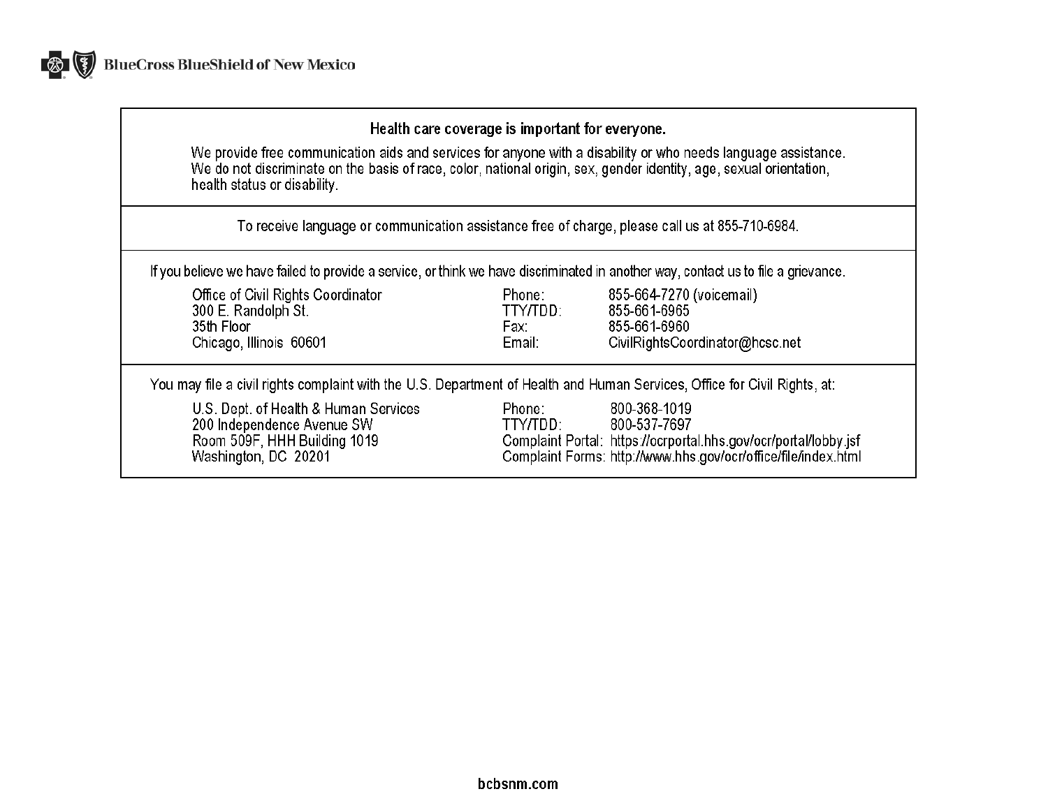BlueCross BlueShield of New Mexico

**Health care coverage is important for everyone.**

We provide free communication aids and services for anyone with a disability or who needs language assistance. We do not discriminate on the basis of race, color, national origin, sex, gender identity, age, sexual orientation, health status or disability.

To receive language or communication assistance free of charge, please call us at 855-710-6984.

If you believe we have failed to provide a service, or think we have discriminated in another way, contact us to file a grievance.

| | | |
|---|---|---|
| Office of Civil Rights Coordinator | Phone: | 855-664-7270 (voicemail) |
| 300 E. Randolph St. | TTY/TDD: | 855-661-6965 |
| 35th Floor | Fax: | 855-661-6960 |
| Chicago, Illinois 60601 | Email: | CivilRightsCoordinator@hcsc.net |

You may file a civil rights complaint with the U.S. Department of Health and Human Services, Office for Civil Rights, at:

| | | |
|---|---|---|
| U.S. Dept. of Health & Human Services | Phone: | 800-368-1019 |
| 200 Independence Avenue SW | TTY/TDD: | 800-537-7697 |
| Room 509F, HHH Building 1019 | Complaint Portal: | https://ocrportal.hhs.gov/ocr/portal/lobby.jsf |
| Washington, DC 20201 | Complaint Forms: | http://www.hhs.gov/ocr/office/file/index.html |

bcbsnm.com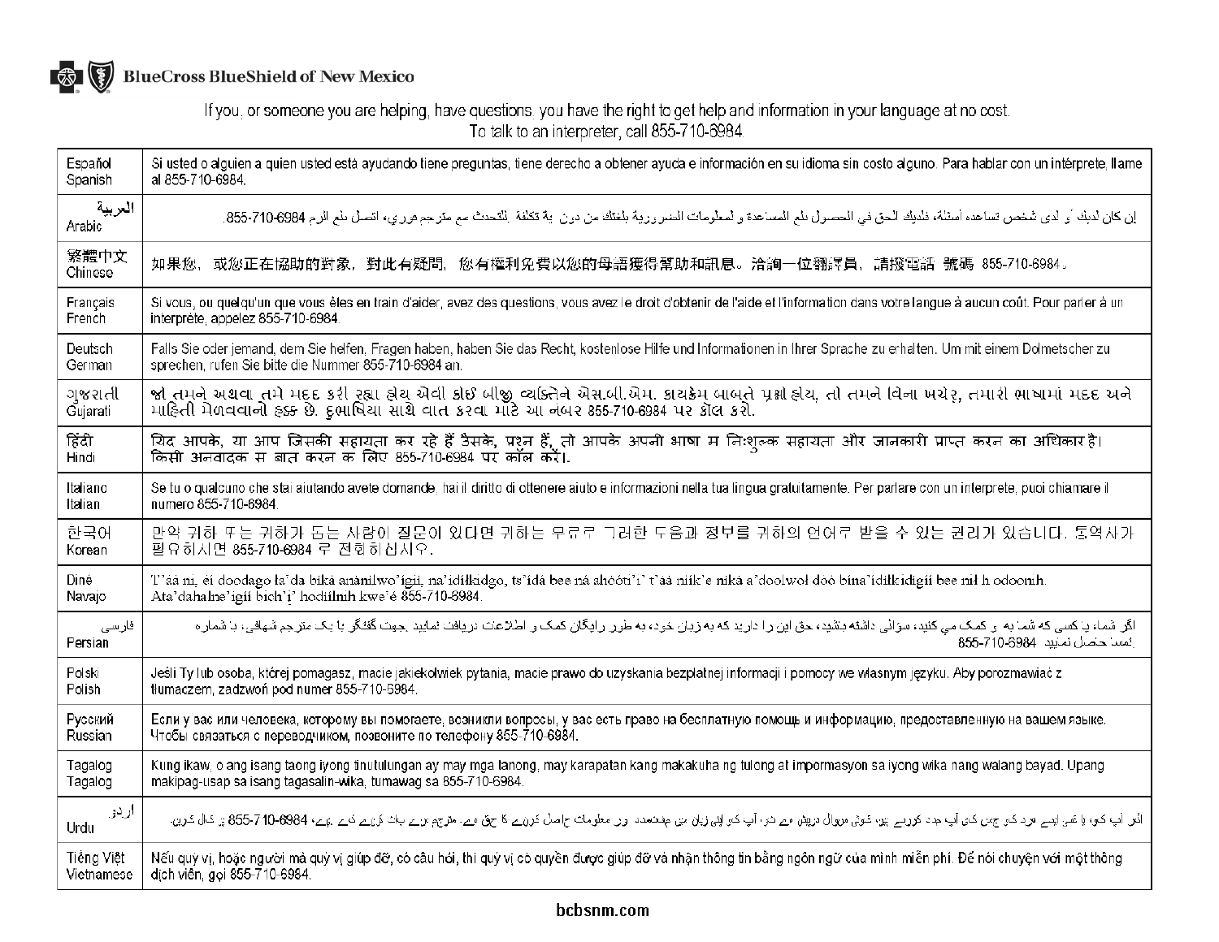BlueCross BlueShield of New Mexico

If you, or someone you are helping, have questions, you have the right to get help and information in your language at no cost. To talk to an interpreter, call 855-710-6984.

| | |
|---|---|
| Español Spanish | Si usted o alguien a quien usted está ayudando tiene preguntas, tiene derecho a obtener ayuda e información en su idioma sin costo alguno. Para hablar con un intérprete, llame al 855-710-6984. |
| العربية Arabic | إن كان لديك أو لدى شخص تساعده أسئلة، فلديك الحق في الحصول على المساعدة والمعلومات الضرورية بلغتك من دون أية تكلفة. للتحدث مع مترجم فوري، اتصل على الرقم 855-710-6984. |
| 繁體中文 Chinese | 如果您，或您正在協助的對象，對此有疑問，您有權利免費以您的母語獲得幫助和訊息。洽詢一位翻譯員，請撥電話 號碼 855-710-6984。 |
| Français French | Si vous, ou quelqu'un que vous êtes en train d'aider, avez des questions, vous avez le droit d'obtenir de l'aide et l'information dans votre langue à aucun coût. Pour parler à un interprète, appelez 855-710-6984. |
| Deutsch German | Falls Sie oder jemand, dem Sie helfen, Fragen haben, haben Sie das Recht, kostenlose Hilfe und Informationen in Ihrer Sprache zu erhalten. Um mit einem Dolmetscher zu sprechen, rufen Sie bitte die Nummer 855-710-6984 an. |
| ગુજરાતી Gujarati | જો તમને અથવા તમે મદદ કરી રહ્યા હોય એવી કોઈ બીજી વ્યક્તિને એસ.બી.એમ. કાયક્રમ બાબતે પ્રશ્નો હોય, તો તમને વિના ખર્ચે, તમારી ભાષામાં મદદ અને માહિતી મેળવવાનો હક્ક છે. દુભાષિયા સાથે વાત કરવા માટે આ નંબર 855-710-6984 પર કૉલ કરો. |
| हिंदी Hindi | यदि आपके, या आप जिसकी सहायता कर रहे हैं उसके, प्रश्न हैं, तो आपको अपनी भाषा में निःशुल्क सहायता और जानकारी प्राप्त करने का अधिकार है। किसी अनुवादक से बात करने के लिए 855-710-6984 पर कॉल करें। |
| Italiano Italian | Se tu o qualcuno che stai aiutando avete domande, hai il diritto di ottenere aiuto e informazioni nella tua lingua gratuitamente. Per parlare con un interprete, puoi chiamare il numero 855-710-6984. |
| 한국어 Korean | 만약 귀하 또는 귀하가 돕는 사람이 질문이 있다면 귀하는 무료로 그러한 도움과 정보를 귀하의 언어로 받을 수 있는 권리가 있습니다. 통역사가 필요하시면 855-710-6984 로 전화하십시오. |
| Diné Navajo | T'áá ni, éí doodago ła'da bíká anánílwo'ígíí, na'ídílkidgo, ts'ídá bee ná ahóóti'i' t'áá níík'e níká a'doolwoł doo bína'ídílkidígíí bee nił h odoonih. Ata'dahalne'ígíí bich'i' hodíílnih kwe'é 855-710-6984. |
| فارسی Persian | اگر شما، یا کسی که شما به وی کمک می کنید، سؤالی داشته باشید، حق این را دارید که به زبان خود، به طور رایگان کمک و اطلاعات دریافت نمایید. جهت گفتگو با یک مترجم شفاهی، با شماره 855-710-6984 تماس حاصل نمایید. |
| Polski Polish | Jeśli Ty lub osoba, której pomagasz, macie jakiekolwiek pytania, macie prawo do uzyskania bezpłatnej informacji i pomocy we własnym języku. Aby porozmawiać z tłumaczem, zadzwoń pod numer 855-710-6984. |
| Русский Russian | Если у вас или человека, которому вы помогаете, возникли вопросы, у вас есть право на бесплатную помощь и информацию, предоставленную на вашем языке. Чтобы связаться с переводчиком, позвоните по телефону 855-710-6984. |
| Tagalog Tagalog | Kung ikaw, o ang isang taong iyong tinutulungan ay may mga tanong, may karapatan kang makakuha ng tulong at impormasyon sa iyong wika nang walang bayad. Upang makipag-usap sa isang tagasalin-wika, tumawag sa 855-710-6984. |
| اردو Urdu | اگر آپ کو، یا کسی ایسے فرد کو جس کی آپ مدد کررہے ہیں، کوئی سوال درپیش ہے تو، آپ کو اپنی زبان میں مفت میں مدد اور معلومات حاصل کرنے کا حق ہے۔ مترجم سے بات کرنے کے لیے، 855-710-6984 پر کال کریں۔ |
| Tiếng Việt Vietnamese | Nếu quý vị, hoặc người mà quý vị giúp đỡ, có câu hỏi, thì quý vị có quyền được giúp đỡ và nhận thông tin bằng ngôn ngữ của mình miễn phí. Để nói chuyện với một thông dịch viên, gọi 855-710-6984. |

bcbsnm.com